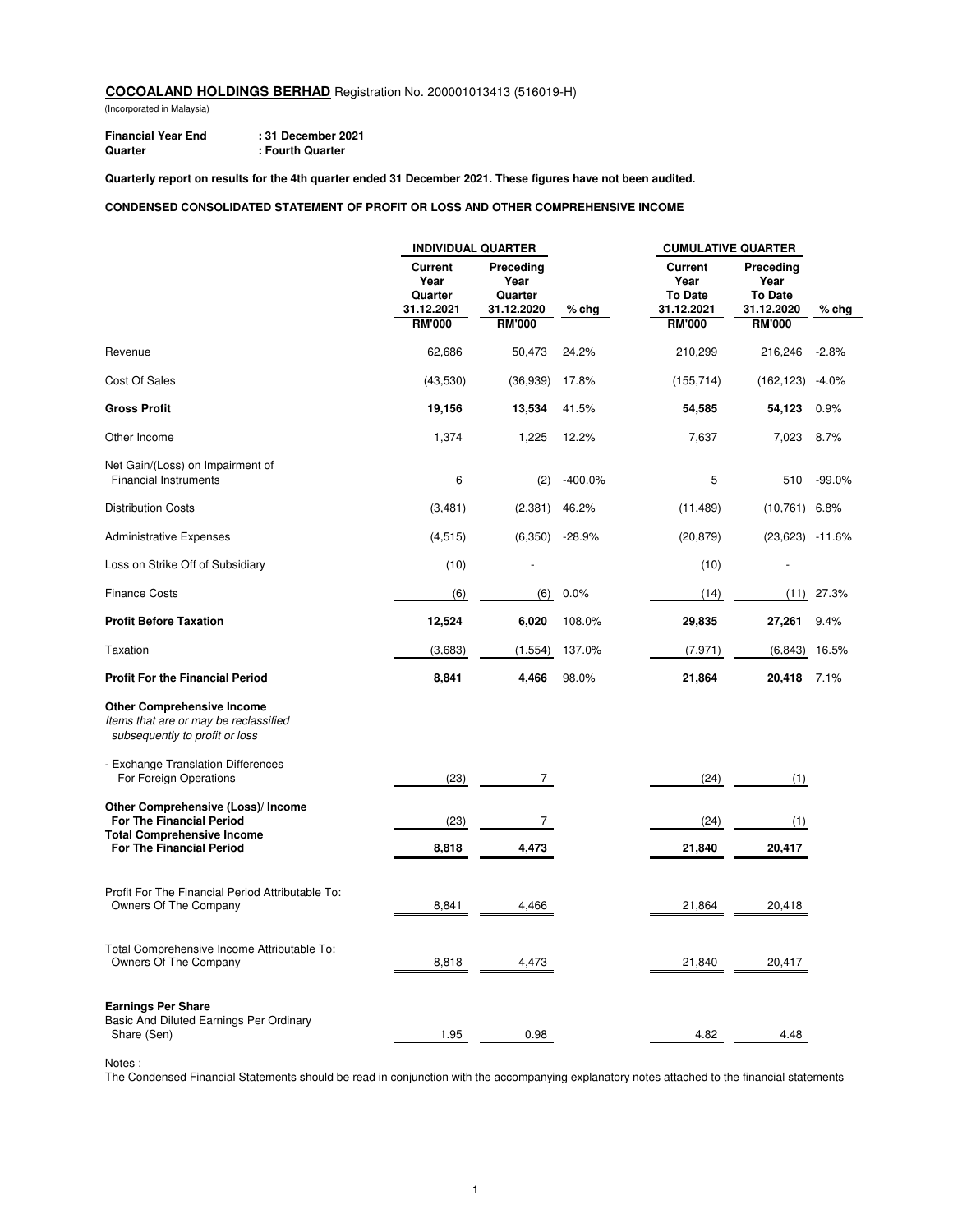**COCOALAND HOLDINGS BERHAD** Registration No. 200001013413 (516019-H)
(Incorporated in Malaysia)

**Financial Year End** : **31 December 2021**
**Quarter** : **Fourth Quarter**

**Quarterly report on results for the 4th quarter ended 31 December 2021. These figures have not been audited.**

**CONDENSED CONSOLIDATED STATEMENT OF PROFIT OR LOSS AND OTHER COMPREHENSIVE INCOME**

| | INDIVIDUAL QUARTER | | | CUMULATIVE QUARTER | | |
|---|---|---|---|---|---|---|
| | Current Year Quarter 31.12.2021 RM'000 | Preceding Year Quarter 31.12.2020 RM'000 | % chg | Current Year To Date 31.12.2021 RM'000 | Preceding Year To Date 31.12.2020 RM'000 | % chg |
| Revenue | 62,686 | 50,473 | 24.2% | 210,299 | 216,246 | -2.8% |
| Cost Of Sales | (43,530) | (36,939) | 17.8% | (155,714) | (162,123) | -4.0% |
| **Gross Profit** | **19,156** | **13,534** | 41.5% | **54,585** | **54,123** | 0.9% |
| Other Income | 1,374 | 1,225 | 12.2% | 7,637 | 7,023 | 8.7% |
| Net Gain/(Loss) on Impairment of Financial Instruments | 6 | (2) | -400.0% | 5 | 510 | -99.0% |
| Distribution Costs | (3,481) | (2,381) | 46.2% | (11,489) | (10,761) | 6.8% |
| Administrative Expenses | (4,515) | (6,350) | -28.9% | (20,879) | (23,623) | -11.6% |
| Loss on Strike Off of Subsidiary | (10) | - | | (10) | - | |
| Finance Costs | (6) | (6) | 0.0% | (14) | (11) | 27.3% |
| **Profit Before Taxation** | **12,524** | **6,020** | 108.0% | **29,835** | **27,261** | 9.4% |
| Taxation | (3,683) | (1,554) | 137.0% | (7,971) | (6,843) | 16.5% |
| **Profit For the Financial Period** | **8,841** | **4,466** | 98.0% | **21,864** | **20,418** | 7.1% |
| **Other Comprehensive Income** *Items that are or may be reclassified subsequently to profit or loss* | | | | | | |
| - Exchange Translation Differences For Foreign Operations | (23) | 7 | | (24) | (1) | |
| **Other Comprehensive (Loss)/ Income For The Financial Period** | (23) | 7 | | (24) | (1) | |
| **Total Comprehensive Income For The Financial Period** | **8,818** | **4,473** | | **21,840** | **20,417** | |
| Profit For The Financial Period Attributable To: Owners Of The Company | 8,841 | 4,466 | | 21,864 | 20,418 | |
| Total Comprehensive Income Attributable To: Owners Of The Company | 8,818 | 4,473 | | 21,840 | 20,417 | |
| **Earnings Per Share** Basic And Diluted Earnings Per Ordinary Share (Sen) | 1.95 | 0.98 | | 4.82 | 4.48 | |

Notes :
The Condensed Financial Statements should be read in conjunction with the accompanying explanatory notes attached to the financial statements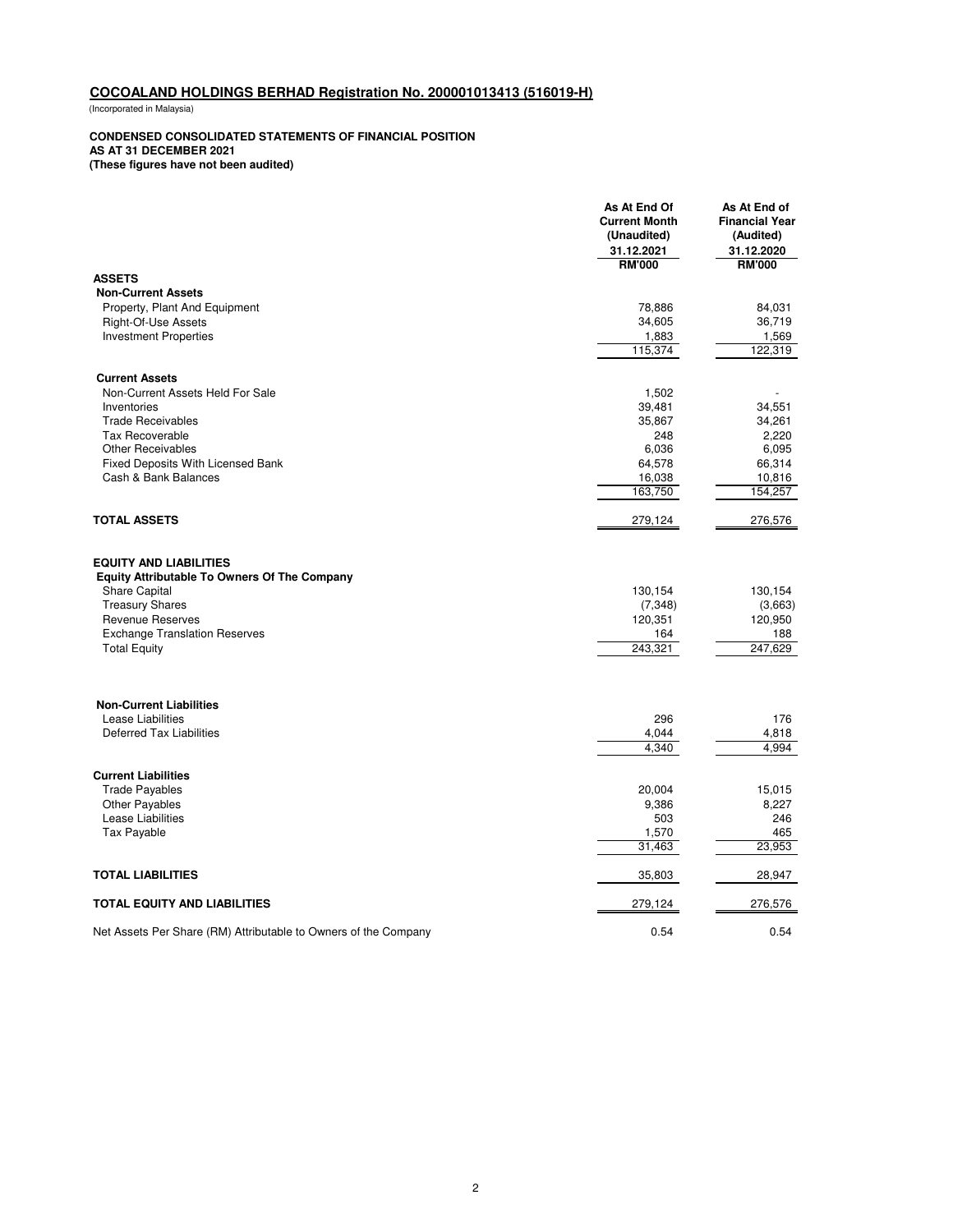## COCOALAND HOLDINGS BERHAD Registration No. 200001013413 (516019-H)

(Incorporated in Malaysia)

**CONDENSED CONSOLIDATED STATEMENTS OF FINANCIAL POSITION**
**AS AT 31 DECEMBER 2021**
**(These figures have not been audited)**

| | As At End Of Current Month (Unaudited) 31.12.2021 RM'000 | As At End of Financial Year (Audited) 31.12.2020 RM'000 |
|---|---|---|
| **ASSETS** | | |
| **Non-Current Assets** | | |
| Property, Plant And Equipment | 78,886 | 84,031 |
| Right-Of-Use Assets | 34,605 | 36,719 |
| Investment Properties | 1,883 | 1,569 |
| | 115,374 | 122,319 |
| **Current Assets** | | |
| Non-Current Assets Held For Sale | 1,502 | - |
| Inventories | 39,481 | 34,551 |
| Trade Receivables | 35,867 | 34,261 |
| Tax Recoverable | 248 | 2,220 |
| Other Receivables | 6,036 | 6,095 |
| Fixed Deposits With Licensed Bank | 64,578 | 66,314 |
| Cash & Bank Balances | 16,038 | 10,816 |
| | 163,750 | 154,257 |
| **TOTAL ASSETS** | 279,124 | 276,576 |
| **EQUITY AND LIABILITIES** | | |
| **Equity Attributable To Owners Of The Company** | | |
| Share Capital | 130,154 | 130,154 |
| Treasury Shares | (7,348) | (3,663) |
| Revenue Reserves | 120,351 | 120,950 |
| Exchange Translation Reserves | 164 | 188 |
| Total Equity | 243,321 | 247,629 |
| **Non-Current Liabilities** | | |
| Lease Liabilities | 296 | 176 |
| Deferred Tax Liabilities | 4,044 | 4,818 |
| | 4,340 | 4,994 |
| **Current Liabilities** | | |
| Trade Payables | 20,004 | 15,015 |
| Other Payables | 9,386 | 8,227 |
| Lease Liabilities | 503 | 246 |
| Tax Payable | 1,570 | 465 |
| | 31,463 | 23,953 |
| **TOTAL LIABILITIES** | 35,803 | 28,947 |
| **TOTAL EQUITY AND LIABILITIES** | 279,124 | 276,576 |
| Net Assets Per Share (RM) Attributable to Owners of the Company | 0.54 | 0.54 |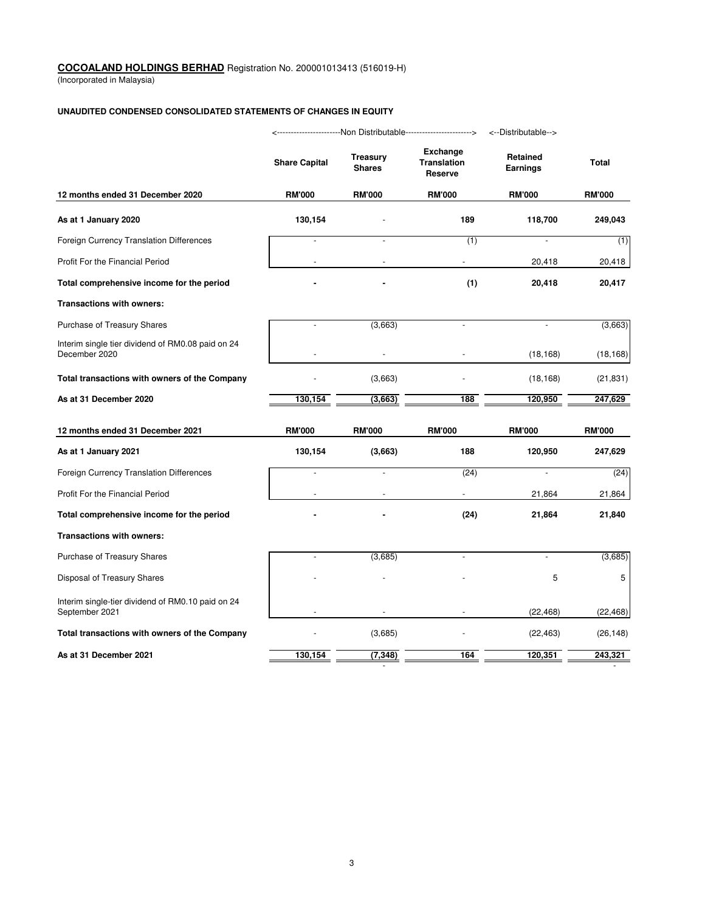**COCOALAND HOLDINGS BERHAD** Registration No. 200001013413 (516019-H)
(Incorporated in Malaysia)

**UNAUDITED CONDENSED CONSOLIDATED STATEMENTS OF CHANGES IN EQUITY**

| | <------Non Distributable------> | | | <--Distributable--> | |
|---|---|---|---|---|---|
| | **Share Capital** | **Treasury Shares** | **Exchange Translation Reserve** | **Retained Earnings** | **Total** |
| **12 months ended 31 December 2020** | **RM'000** | **RM'000** | **RM'000** | **RM'000** | **RM'000** |
| **As at 1 January 2020** | **130,154** | - | **189** | **118,700** | **249,043** |
| Foreign Currency Translation Differences | - | - | (1) | - | (1) |
| Profit For the Financial Period | - | - | - | 20,418 | 20,418 |
| **Total comprehensive income for the period** | **-** | **-** | **(1)** | **20,418** | **20,417** |
| **Transactions with owners:** | | | | | |
| Purchase of Treasury Shares | - | (3,663) | - | - | (3,663) |
| Interim single tier dividend of RM0.08 paid on 24 December 2020 | - | - | - | (18,168) | (18,168) |
| **Total transactions with owners of the Company** | - | (3,663) | - | (18,168) | (21,831) |
| **As at 31 December 2020** | 130,154 | (3,663) | 188 | 120,950 | 247,629 |
| **12 months ended 31 December 2021** | **RM'000** | **RM'000** | **RM'000** | **RM'000** | **RM'000** |
| **As at 1 January 2021** | **130,154** | **(3,663)** | **188** | **120,950** | **247,629** |
| Foreign Currency Translation Differences | - | - | (24) | - | (24) |
| Profit For the Financial Period | - | - | - | 21,864 | 21,864 |
| **Total comprehensive income for the period** | **-** | **-** | **(24)** | **21,864** | **21,840** |
| **Transactions with owners:** | | | | | |
| Purchase of Treasury Shares | - | (3,685) | - | - | (3,685) |
| Disposal of Treasury Shares | - | - | - | 5 | 5 |
| Interim single-tier dividend of RM0.10 paid on 24 September 2021 | - | - | - | (22,468) | (22,468) |
| **Total transactions with owners of the Company** | - | (3,685) | - | (22,463) | (26,148) |
| **As at 31 December 2021** | 130,154 | (7,348) | 164 | 120,351 | 243,321 |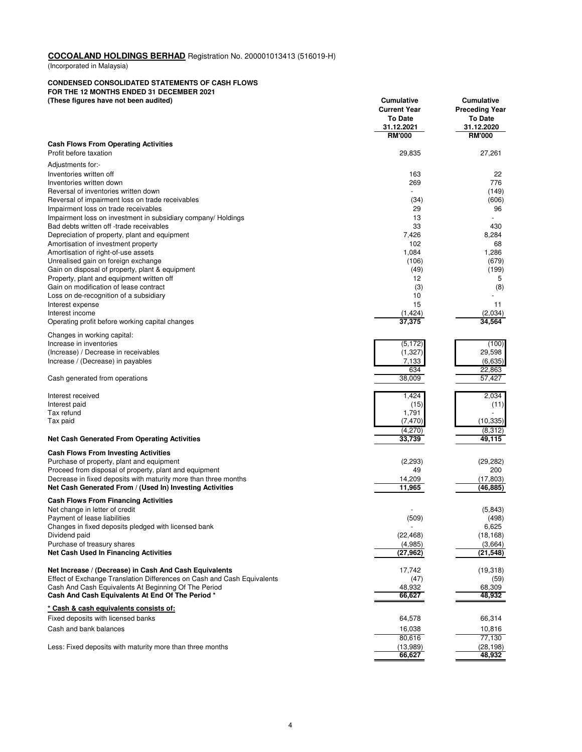**COCOALAND HOLDINGS BERHAD** Registration No. 200001013413 (516019-H)
(Incorporated in Malaysia)

**CONDENSED CONSOLIDATED STATEMENTS OF CASH FLOWS**
**FOR THE 12 MONTHS ENDED 31 DECEMBER 2021**
**(These figures have not been audited)**

| | Cumulative Current Year To Date 31.12.2021 RM'000 | Cumulative Preceding Year To Date 31.12.2020 RM'000 |
|---|---|---|
| **Cash Flows From Operating Activities** | | |
| Profit before taxation | 29,835 | 27,261 |
| Adjustments for:- | | |
| Inventories written off | 163 | 22 |
| Inventories written down | 269 | 776 |
| Reversal of inventories written down | - | (149) |
| Reversal of impairment loss on trade receivables | (34) | (606) |
| Impairment loss on trade receivables | 29 | 96 |
| Impairment loss on investment in subsidiary company/ Holdings | 13 | - |
| Bad debts written off -trade receivables | 33 | 430 |
| Depreciation of property, plant and equipment | 7,426 | 8,284 |
| Amortisation of investment property | 102 | 68 |
| Amortisation of right-of-use assets | 1,084 | 1,286 |
| Unrealised gain on foreign exchange | (106) | (679) |
| Gain on disposal of property, plant & equipment | (49) | (199) |
| Property, plant and equipment written off | 12 | 5 |
| Gain on modification of lease contract | (3) | (8) |
| Loss on de-recognition of a subsidiary | 10 | - |
| Interest expense | 15 | 11 |
| Interest income | (1,424) | (2,034) |
| Operating profit before working capital changes | **37,375** | **34,564** |
| Changes in working capital: | | |
| Increase in inventories | (5,172) | (100) |
| (Increase) / Decrease in receivables | (1,327) | 29,598 |
| Increase / (Decrease) in payables | 7,133 | (6,635) |
| | 634 | 22,863 |
| Cash generated from operations | 38,009 | 57,427 |
| Interest received | 1,424 | 2,034 |
| Interest paid | (15) | (11) |
| Tax refund | 1,791 | - |
| Tax paid | (7,470) | (10,335) |
| | (4,270) | (8,312) |
| **Net Cash Generated From Operating Activities** | **33,739** | **49,115** |
| **Cash Flows From Investing Activities** | | |
| Purchase of property, plant and equipment | (2,293) | (29,282) |
| Proceed from disposal of property, plant and equipment | 49 | 200 |
| Decrease in fixed deposits with maturity more than three months | 14,209 | (17,803) |
| **Net Cash Generated From / (Used In) Investing Activities** | **11,965** | **(46,885)** |
| **Cash Flows From Financing Activities** | | |
| Net change in letter of credit | - | (5,843) |
| Payment of lease liabilities | (509) | (498) |
| Changes in fixed deposits pledged with licensed bank | - | 6,625 |
| Dividend paid | (22,468) | (18,168) |
| Purchase of treasury shares | (4,985) | (3,664) |
| **Net Cash Used In Financing Activities** | **(27,962)** | **(21,548)** |
| **Net Increase / (Decrease) in Cash And Cash Equivalents** | 17,742 | (19,318) |
| Effect of Exchange Translation Differences on Cash and Cash Equivalents | (47) | (59) |
| Cash And Cash Equivalents At Beginning Of The Period | 48,932 | 68,309 |
| **Cash And Cash Equivalents At End Of The Period *** | **66,627** | **48,932** |
| **_* Cash & cash equivalents consists of:_** | | |
| Fixed deposits with licensed banks | 64,578 | 66,314 |
| Cash and bank balances | 16,038 | 10,816 |
| | 80,616 | 77,130 |
| Less: Fixed deposits with maturity more than three months | (13,989) | (28,198) |
| | **66,627** | **48,932** |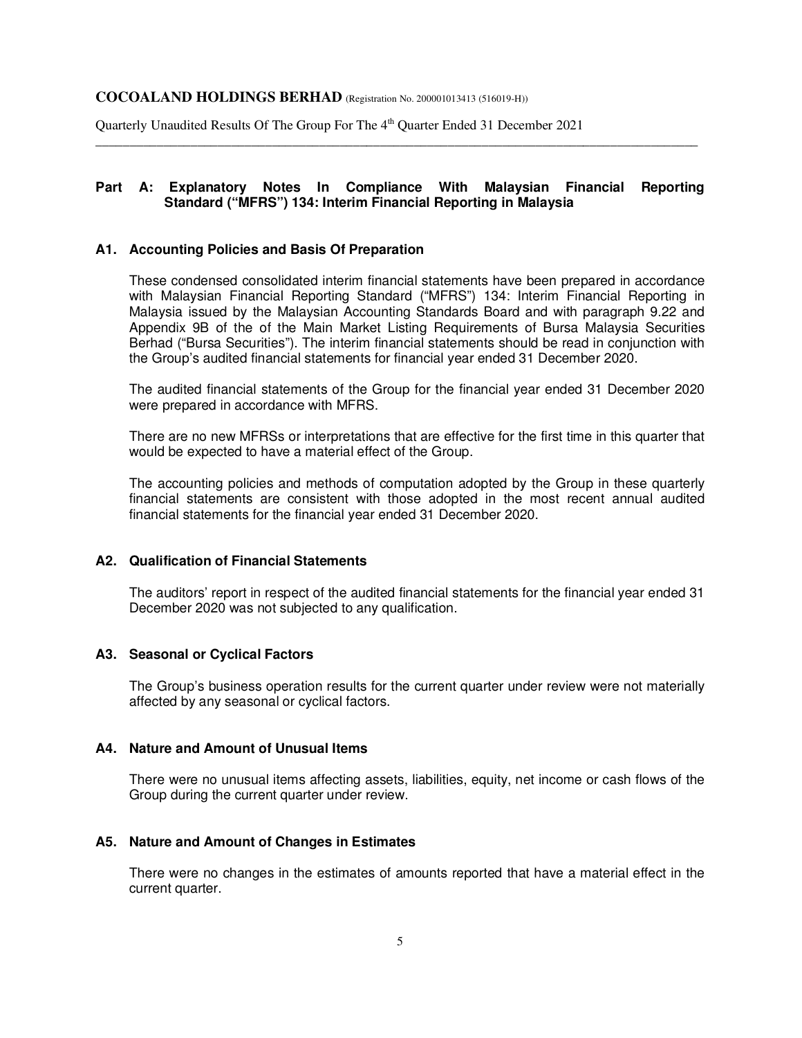## Part A: Explanatory Notes In Compliance With Malaysian Financial Reporting Standard ("MFRS") 134: Interim Financial Reporting in Malaysia

### A1. Accounting Policies and Basis Of Preparation

These condensed consolidated interim financial statements have been prepared in accordance with Malaysian Financial Reporting Standard ("MFRS") 134: Interim Financial Reporting in Malaysia issued by the Malaysian Accounting Standards Board and with paragraph 9.22 and Appendix 9B of the of the Main Market Listing Requirements of Bursa Malaysia Securities Berhad ("Bursa Securities"). The interim financial statements should be read in conjunction with the Group's audited financial statements for financial year ended 31 December 2020.

The audited financial statements of the Group for the financial year ended 31 December 2020 were prepared in accordance with MFRS.

There are no new MFRSs or interpretations that are effective for the first time in this quarter that would be expected to have a material effect of the Group.

The accounting policies and methods of computation adopted by the Group in these quarterly financial statements are consistent with those adopted in the most recent annual audited financial statements for the financial year ended 31 December 2020.

### A2. Qualification of Financial Statements

The auditors' report in respect of the audited financial statements for the financial year ended 31 December 2020 was not subjected to any qualification.

### A3. Seasonal or Cyclical Factors

The Group's business operation results for the current quarter under review were not materially affected by any seasonal or cyclical factors.

### A4. Nature and Amount of Unusual Items

There were no unusual items affecting assets, liabilities, equity, net income or cash flows of the Group during the current quarter under review.

### A5. Nature and Amount of Changes in Estimates

There were no changes in the estimates of amounts reported that have a material effect in the current quarter.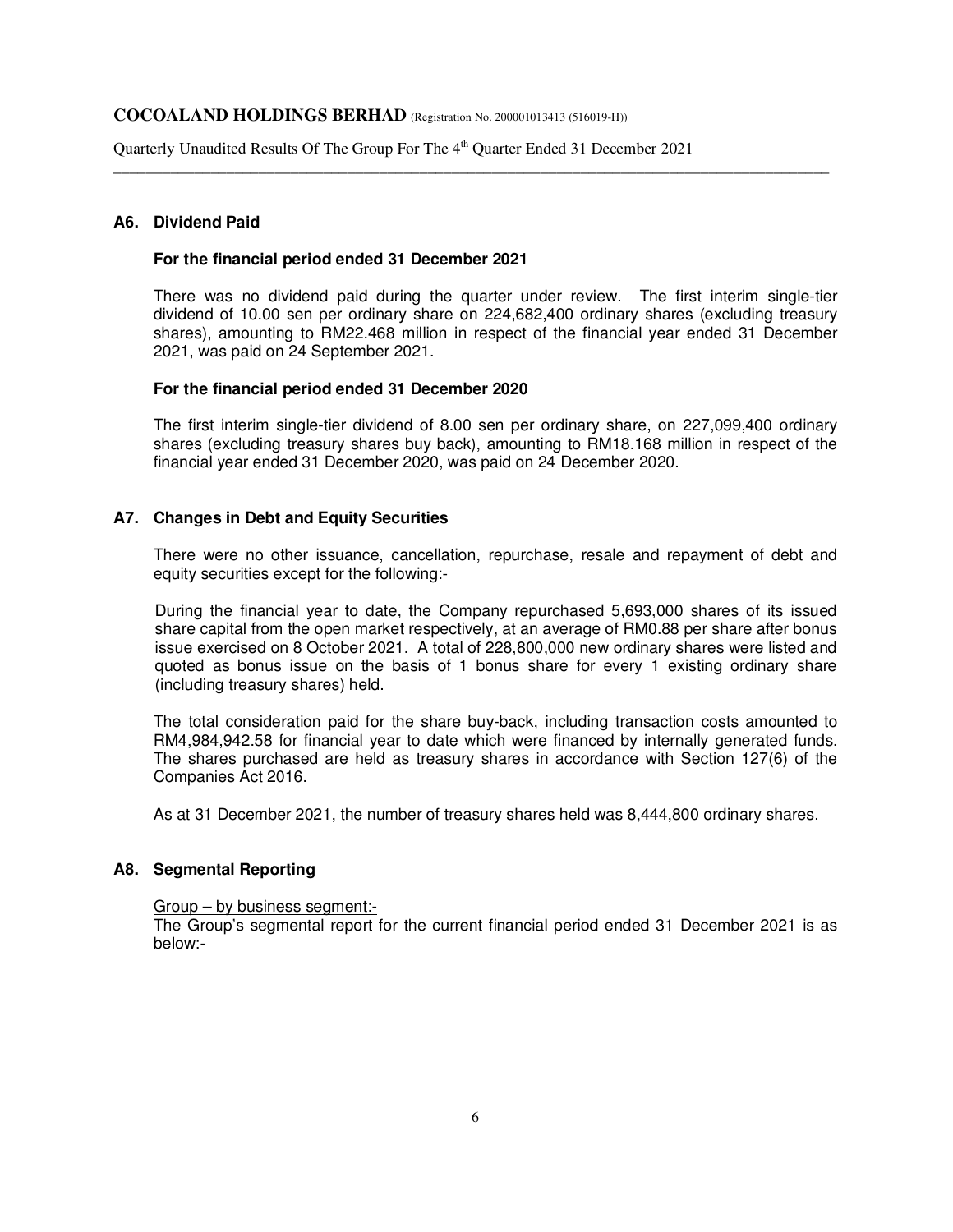### A6. Dividend Paid

**For the financial period ended 31 December 2021**

There was no dividend paid during the quarter under review. The first interim single-tier dividend of 10.00 sen per ordinary share on 224,682,400 ordinary shares (excluding treasury shares), amounting to RM22.468 million in respect of the financial year ended 31 December 2021, was paid on 24 September 2021.

**For the financial period ended 31 December 2020**

The first interim single-tier dividend of 8.00 sen per ordinary share, on 227,099,400 ordinary shares (excluding treasury shares buy back), amounting to RM18.168 million in respect of the financial year ended 31 December 2020, was paid on 24 December 2020.

### A7. Changes in Debt and Equity Securities

There were no other issuance, cancellation, repurchase, resale and repayment of debt and equity securities except for the following:-

During the financial year to date, the Company repurchased 5,693,000 shares of its issued share capital from the open market respectively, at an average of RM0.88 per share after bonus issue exercised on 8 October 2021. A total of 228,800,000 new ordinary shares were listed and quoted as bonus issue on the basis of 1 bonus share for every 1 existing ordinary share (including treasury shares) held.

The total consideration paid for the share buy-back, including transaction costs amounted to RM4,984,942.58 for financial year to date which were financed by internally generated funds. The shares purchased are held as treasury shares in accordance with Section 127(6) of the Companies Act 2016.

As at 31 December 2021, the number of treasury shares held was 8,444,800 ordinary shares.

### A8. Segmental Reporting

Group – by business segment:-

The Group's segmental report for the current financial period ended 31 December 2021 is as below:-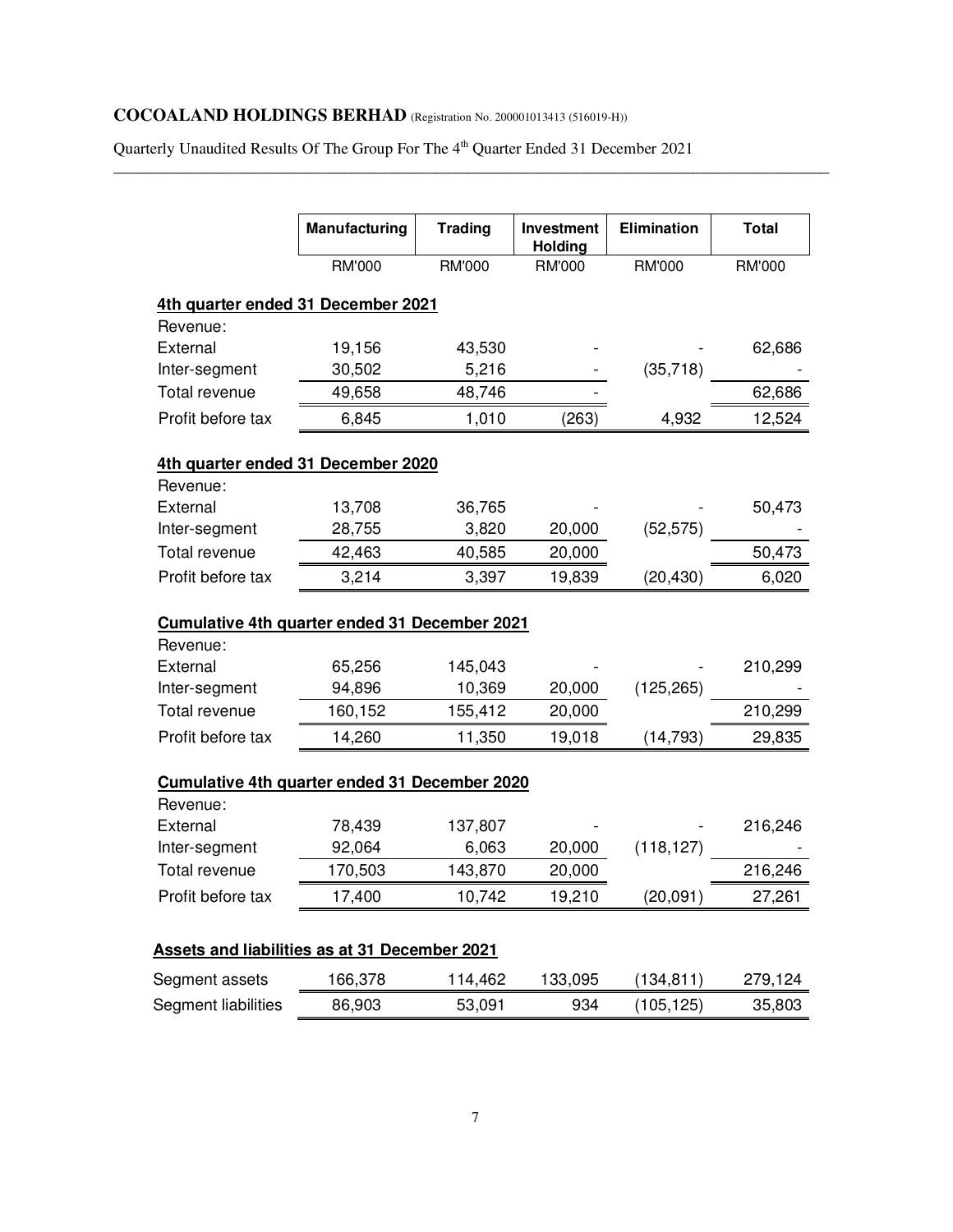**COCOALAND HOLDINGS BERHAD** (Registration No. 200001013413 (516019-H))

Quarterly Unaudited Results Of The Group For The 4th Quarter Ended 31 December 2021

| | Manufacturing | Trading | Investment Holding | Elimination | Total |
|---|---|---|---|---|---|
| | RM'000 | RM'000 | RM'000 | RM'000 | RM'000 |
| **4th quarter ended 31 December 2021** | | | | | |
| Revenue: | | | | | |
| External | 19,156 | 43,530 | - | - | 62,686 |
| Inter-segment | 30,502 | 5,216 | - | (35,718) | - |
| Total revenue | 49,658 | 48,746 | - | | 62,686 |
| Profit before tax | 6,845 | 1,010 | (263) | 4,932 | 12,524 |
| **4th quarter ended 31 December 2020** | | | | | |
| Revenue: | | | | | |
| External | 13,708 | 36,765 | - | - | 50,473 |
| Inter-segment | 28,755 | 3,820 | 20,000 | (52,575) | - |
| Total revenue | 42,463 | 40,585 | 20,000 | | 50,473 |
| Profit before tax | 3,214 | 3,397 | 19,839 | (20,430) | 6,020 |
| **Cumulative 4th quarter ended 31 December 2021** | | | | | |
| Revenue: | | | | | |
| External | 65,256 | 145,043 | - | - | 210,299 |
| Inter-segment | 94,896 | 10,369 | 20,000 | (125,265) | - |
| Total revenue | 160,152 | 155,412 | 20,000 | | 210,299 |
| Profit before tax | 14,260 | 11,350 | 19,018 | (14,793) | 29,835 |
| **Cumulative 4th quarter ended 31 December 2020** | | | | | |
| Revenue: | | | | | |
| External | 78,439 | 137,807 | - | - | 216,246 |
| Inter-segment | 92,064 | 6,063 | 20,000 | (118,127) | - |
| Total revenue | 170,503 | 143,870 | 20,000 | | 216,246 |
| Profit before tax | 17,400 | 10,742 | 19,210 | (20,091) | 27,261 |
| **Assets and liabilities as at 31 December 2021** | | | | | |
| Segment assets | 166,378 | 114,462 | 133,095 | (134,811) | 279,124 |
| Segment liabilities | 86,903 | 53,091 | 934 | (105,125) | 35,803 |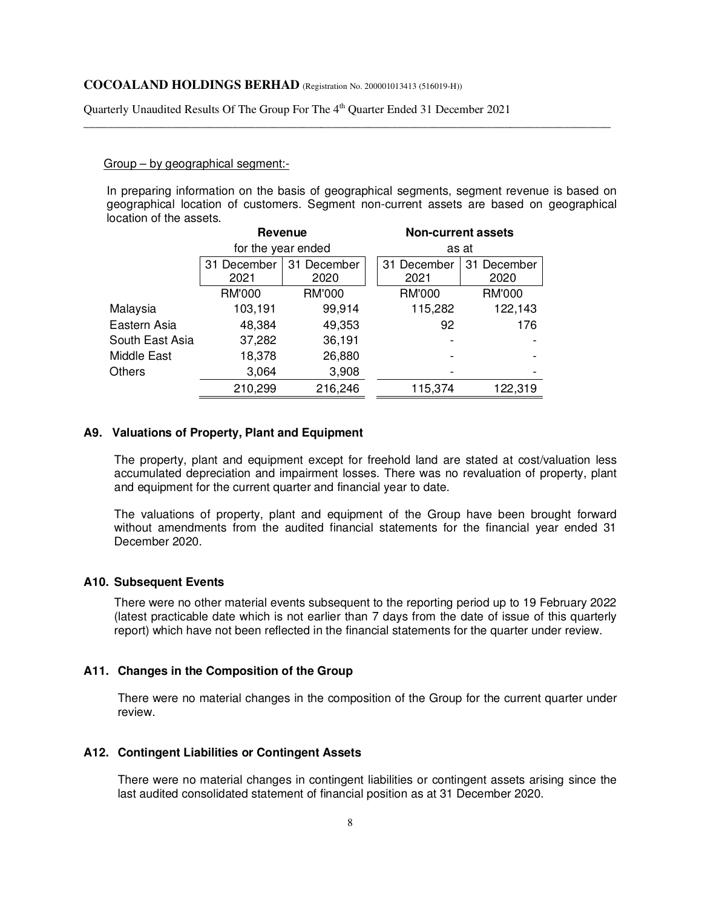Group – by geographical segment:-

In preparing information on the basis of geographical segments, segment revenue is based on geographical location of customers. Segment non-current assets are based on geographical location of the assets.

| | Revenue | | Non-current assets | |
|---|---|---|---|---|
| | for the year ended | | as at | |
| | 31 December 2021 | 31 December 2020 | 31 December 2021 | 31 December 2020 |
| | RM'000 | RM'000 | RM'000 | RM'000 |
| Malaysia | 103,191 | 99,914 | 115,282 | 122,143 |
| Eastern Asia | 48,384 | 49,353 | 92 | 176 |
| South East Asia | 37,282 | 36,191 | - | - |
| Middle East | 18,378 | 26,880 | - | - |
| Others | 3,064 | 3,908 | - | - |
| | 210,299 | 216,246 | 115,374 | 122,319 |

### A9. Valuations of Property, Plant and Equipment

The property, plant and equipment except for freehold land are stated at cost/valuation less accumulated depreciation and impairment losses. There was no revaluation of property, plant and equipment for the current quarter and financial year to date.

The valuations of property, plant and equipment of the Group have been brought forward without amendments from the audited financial statements for the financial year ended 31 December 2020.

### A10. Subsequent Events

There were no other material events subsequent to the reporting period up to 19 February 2022 (latest practicable date which is not earlier than 7 days from the date of issue of this quarterly report) which have not been reflected in the financial statements for the quarter under review.

### A11. Changes in the Composition of the Group

There were no material changes in the composition of the Group for the current quarter under review.

### A12. Contingent Liabilities or Contingent Assets

There were no material changes in contingent liabilities or contingent assets arising since the last audited consolidated statement of financial position as at 31 December 2020.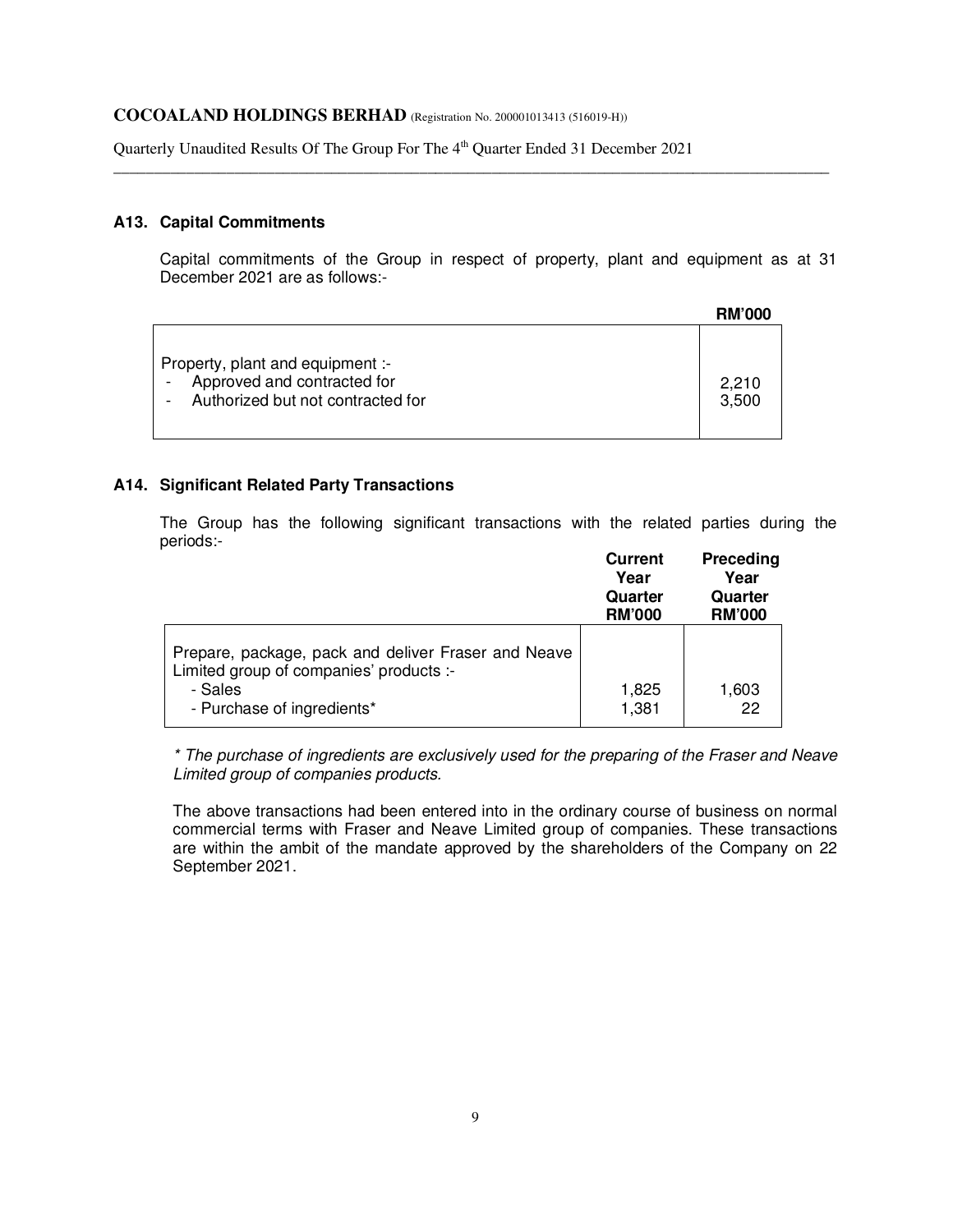### A13. Capital Commitments

Capital commitments of the Group in respect of property, plant and equipment as at 31 December 2021 are as follows:-

| | RM'000 |
|---|---|
| Property, plant and equipment :- | |
| - Approved and contracted for | 2,210 |
| - Authorized but not contracted for | 3,500 |

### A14. Significant Related Party Transactions

The Group has the following significant transactions with the related parties during the periods:-

| | Current Year Quarter RM'000 | Preceding Year Quarter RM'000 |
|---|---|---|
| Prepare, package, pack and deliver Fraser and Neave Limited group of companies' products :- | | |
| - Sales | 1,825 | 1,603 |
| - Purchase of ingredients* | 1,381 | 22 |

*\* The purchase of ingredients are exclusively used for the preparing of the Fraser and Neave Limited group of companies products.*

The above transactions had been entered into in the ordinary course of business on normal commercial terms with Fraser and Neave Limited group of companies. These transactions are within the ambit of the mandate approved by the shareholders of the Company on 22 September 2021.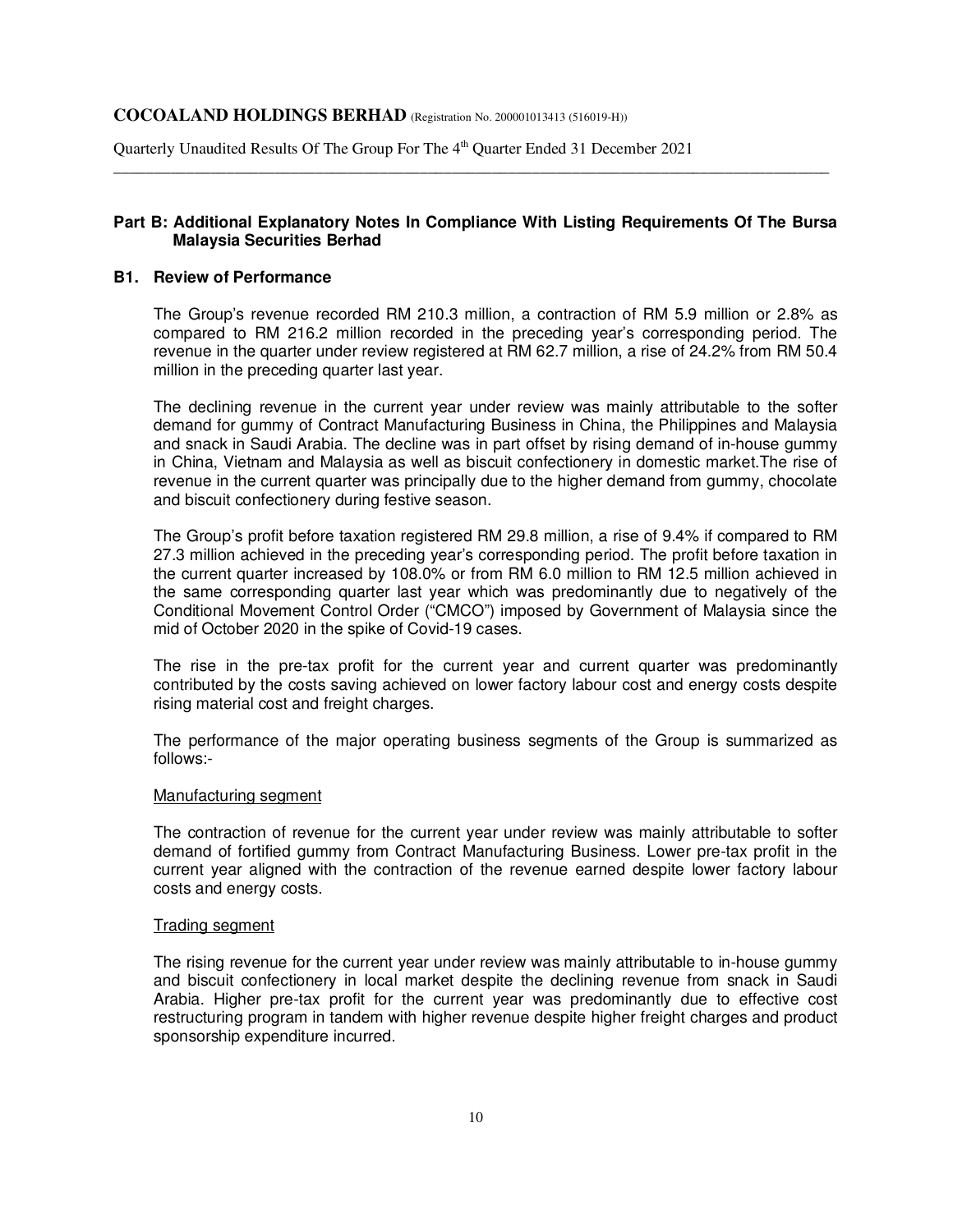## Part B: Additional Explanatory Notes In Compliance With Listing Requirements Of The Bursa Malaysia Securities Berhad

### B1. Review of Performance

The Group's revenue recorded RM 210.3 million, a contraction of RM 5.9 million or 2.8% as compared to RM 216.2 million recorded in the preceding year's corresponding period. The revenue in the quarter under review registered at RM 62.7 million, a rise of 24.2% from RM 50.4 million in the preceding quarter last year.

The declining revenue in the current year under review was mainly attributable to the softer demand for gummy of Contract Manufacturing Business in China, the Philippines and Malaysia and snack in Saudi Arabia. The decline was in part offset by rising demand of in-house gummy in China, Vietnam and Malaysia as well as biscuit confectionery in domestic market.The rise of revenue in the current quarter was principally due to the higher demand from gummy, chocolate and biscuit confectionery during festive season.

The Group's profit before taxation registered RM 29.8 million, a rise of 9.4% if compared to RM 27.3 million achieved in the preceding year's corresponding period. The profit before taxation in the current quarter increased by 108.0% or from RM 6.0 million to RM 12.5 million achieved in the same corresponding quarter last year which was predominantly due to negatively of the Conditional Movement Control Order ("CMCO") imposed by Government of Malaysia since the mid of October 2020 in the spike of Covid-19 cases.

The rise in the pre-tax profit for the current year and current quarter was predominantly contributed by the costs saving achieved on lower factory labour cost and energy costs despite rising material cost and freight charges.

The performance of the major operating business segments of the Group is summarized as follows:-

Manufacturing segment

The contraction of revenue for the current year under review was mainly attributable to softer demand of fortified gummy from Contract Manufacturing Business. Lower pre-tax profit in the current year aligned with the contraction of the revenue earned despite lower factory labour costs and energy costs.

Trading segment

The rising revenue for the current year under review was mainly attributable to in-house gummy and biscuit confectionery in local market despite the declining revenue from snack in Saudi Arabia. Higher pre-tax profit for the current year was predominantly due to effective cost restructuring program in tandem with higher revenue despite higher freight charges and product sponsorship expenditure incurred.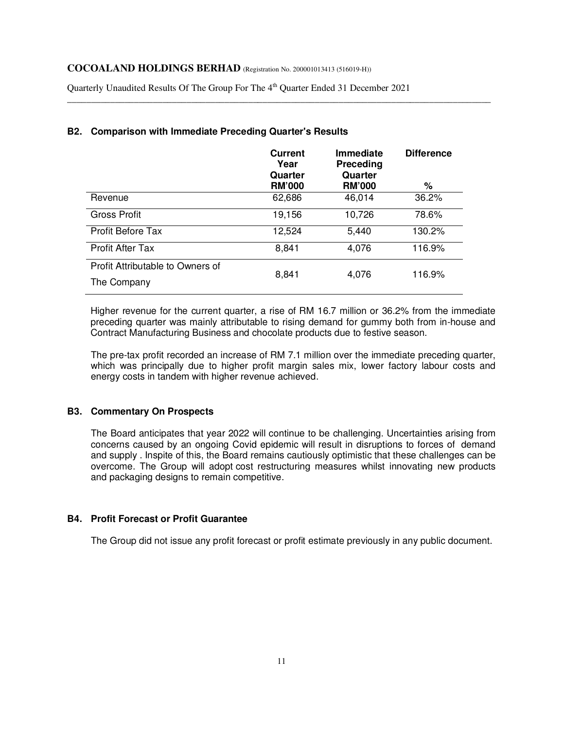## B2. Comparison with Immediate Preceding Quarter's Results

| | Current Year Quarter RM'000 | Immediate Preceding Quarter RM'000 | Difference % |
|---|---|---|---|
| Revenue | 62,686 | 46,014 | 36.2% |
| Gross Profit | 19,156 | 10,726 | 78.6% |
| Profit Before Tax | 12,524 | 5,440 | 130.2% |
| Profit After Tax | 8,841 | 4,076 | 116.9% |
| Profit Attributable to Owners of The Company | 8,841 | 4,076 | 116.9% |

Higher revenue for the current quarter, a rise of RM 16.7 million or 36.2% from the immediate preceding quarter was mainly attributable to rising demand for gummy both from in-house and Contract Manufacturing Business and chocolate products due to festive season.

The pre-tax profit recorded an increase of RM 7.1 million over the immediate preceding quarter, which was principally due to higher profit margin sales mix, lower factory labour costs and energy costs in tandem with higher revenue achieved.

## B3. Commentary On Prospects

The Board anticipates that year 2022 will continue to be challenging. Uncertainties arising from concerns caused by an ongoing Covid epidemic will result in disruptions to forces of demand and supply . Inspite of this, the Board remains cautiously optimistic that these challenges can be overcome. The Group will adopt cost restructuring measures whilst innovating new products and packaging designs to remain competitive.

## B4. Profit Forecast or Profit Guarantee

The Group did not issue any profit forecast or profit estimate previously in any public document.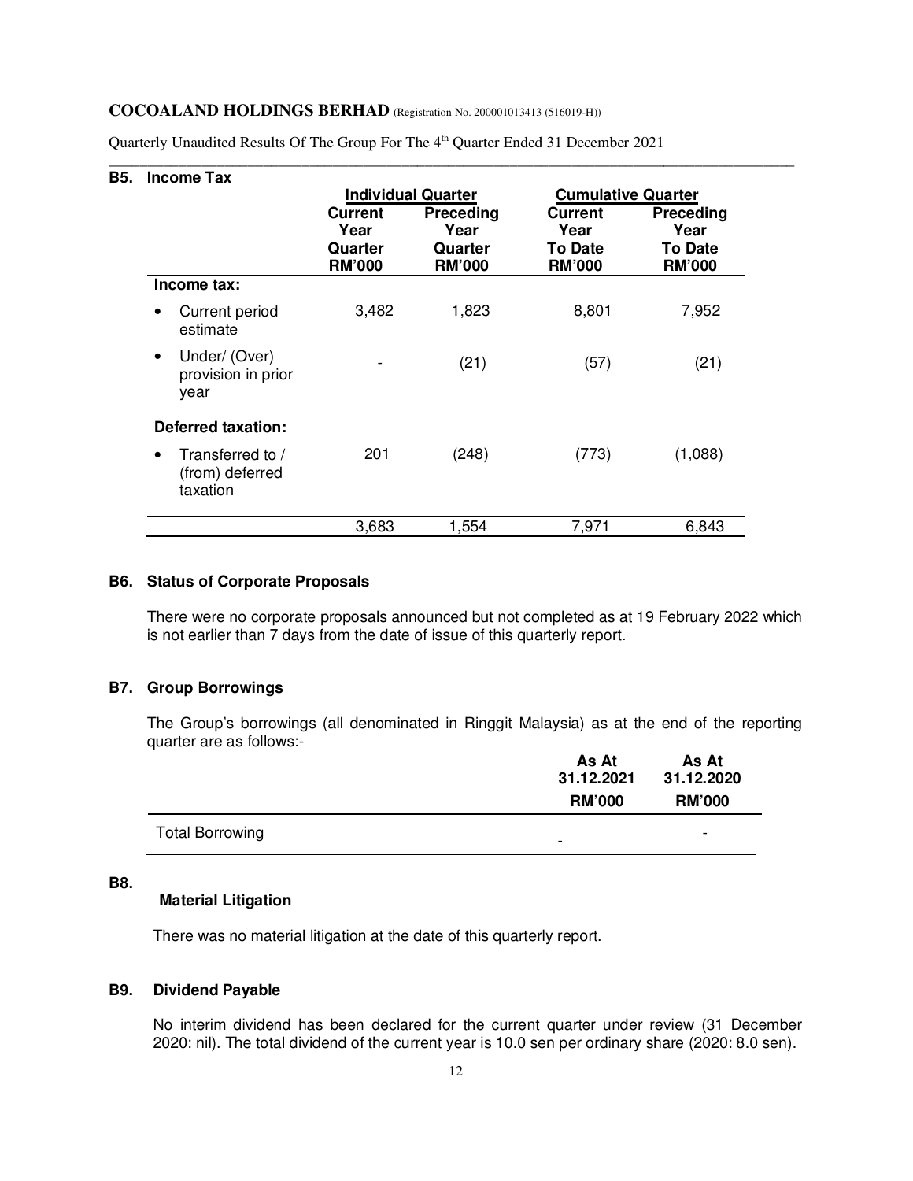## B5. Income Tax

| | Individual Quarter | | Cumulative Quarter | |
|---|---|---|---|---|
| | Current Year Quarter RM'000 | Preceding Year Quarter RM'000 | Current Year To Date RM'000 | Preceding Year To Date RM'000 |
| **Income tax:** | | | | |
| • Current period estimate | 3,482 | 1,823 | 8,801 | 7,952 |
| • Under/ (Over) provision in prior year | - | (21) | (57) | (21) |
| **Deferred taxation:** | | | | |
| • Transferred to / (from) deferred taxation | 201 | (248) | (773) | (1,088) |
| | 3,683 | 1,554 | 7,971 | 6,843 |

## B6. Status of Corporate Proposals

There were no corporate proposals announced but not completed as at 19 February 2022 which is not earlier than 7 days from the date of issue of this quarterly report.

## B7. Group Borrowings

The Group's borrowings (all denominated in Ringgit Malaysia) as at the end of the reporting quarter are as follows:-

| | As At 31.12.2021 RM'000 | As At 31.12.2020 RM'000 |
|---|---|---|
| Total Borrowing | - | - |

## B8. Material Litigation

There was no material litigation at the date of this quarterly report.

## B9. Dividend Payable

No interim dividend has been declared for the current quarter under review (31 December 2020: nil). The total dividend of the current year is 10.0 sen per ordinary share (2020: 8.0 sen).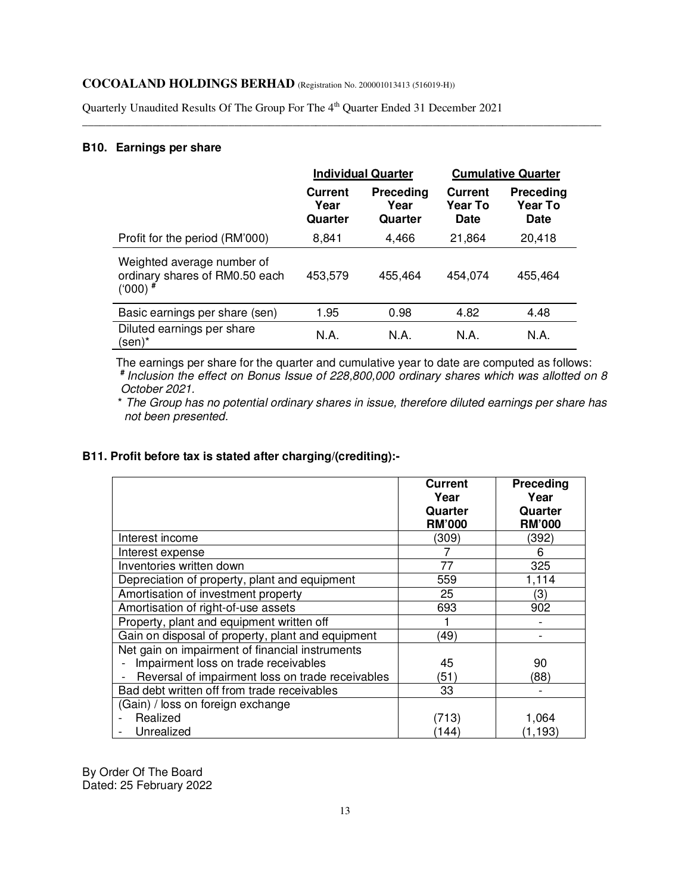### B10. Earnings per share

| | Individual Quarter | | Cumulative Quarter | |
|---|---|---|---|---|
| | **Current Year Quarter** | **Preceding Year Quarter** | **Current Year To Date** | **Preceding Year To Date** |
| Profit for the period (RM'000) | 8,841 | 4,466 | 21,864 | 20,418 |
| Weighted average number of ordinary shares of RM0.50 each ('000) # | 453,579 | 455,464 | 454,074 | 455,464 |
| Basic earnings per share (sen) | 1.95 | 0.98 | 4.82 | 4.48 |
| Diluted earnings per share (sen)* | N.A. | N.A. | N.A. | N.A. |

The earnings per share for the quarter and cumulative year to date are computed as follows:

*# Inclusion the effect on Bonus Issue of 228,800,000 ordinary shares which was allotted on 8 October 2021.*

*\* The Group has no potential ordinary shares in issue, therefore diluted earnings per share has not been presented.*

### B11. Profit before tax is stated after charging/(crediting):-

| | Current Year Quarter RM'000 | Preceding Year Quarter RM'000 |
|---|---|---|
| Interest income | (309) | (392) |
| Interest expense | 7 | 6 |
| Inventories written down | 77 | 325 |
| Depreciation of property, plant and equipment | 559 | 1,114 |
| Amortisation of investment property | 25 | (3) |
| Amortisation of right-of-use assets | 693 | 902 |
| Property, plant and equipment written off | 1 | - |
| Gain on disposal of property, plant and equipment | (49) | - |
| Net gain on impairment of financial instruments | | |
| - Impairment loss on trade receivables | 45 | 90 |
| - Reversal of impairment loss on trade receivables | (51) | (88) |
| Bad debt written off from trade receivables | 33 | - |
| (Gain) / loss on foreign exchange | | |
| - Realized | (713) | 1,064 |
| - Unrealized | (144) | (1,193) |

By Order Of The Board
Dated: 25 February 2022